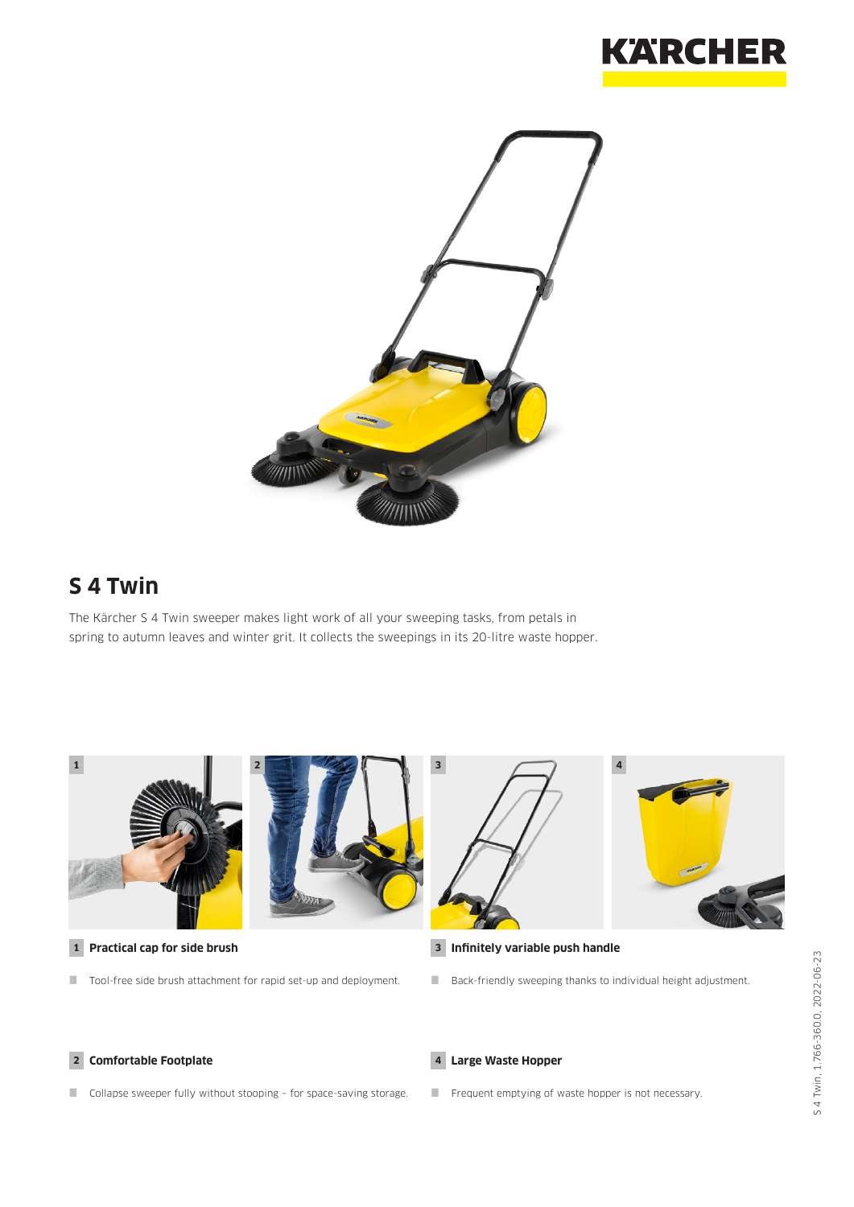# S 4 Twin

The Kärcher S 4 Twin sweeper makes light work of all your sweeping tasks, from petals in spring to autumn leaves and winter grit. It collects the sweepings in its 20-litre waste hopper.

**1 Practical cap for side brush**

- Tool-free side brush attachment for rapid set-up and deployment.

**2 Comfortable Footplate**

- Collapse sweeper fully without stooping – for space-saving storage.

**3 Infinitely variable push handle**

- Back-friendly sweeping thanks to individual height adjustment.

**4 Large Waste Hopper**

- Frequent emptying of waste hopper is not necessary.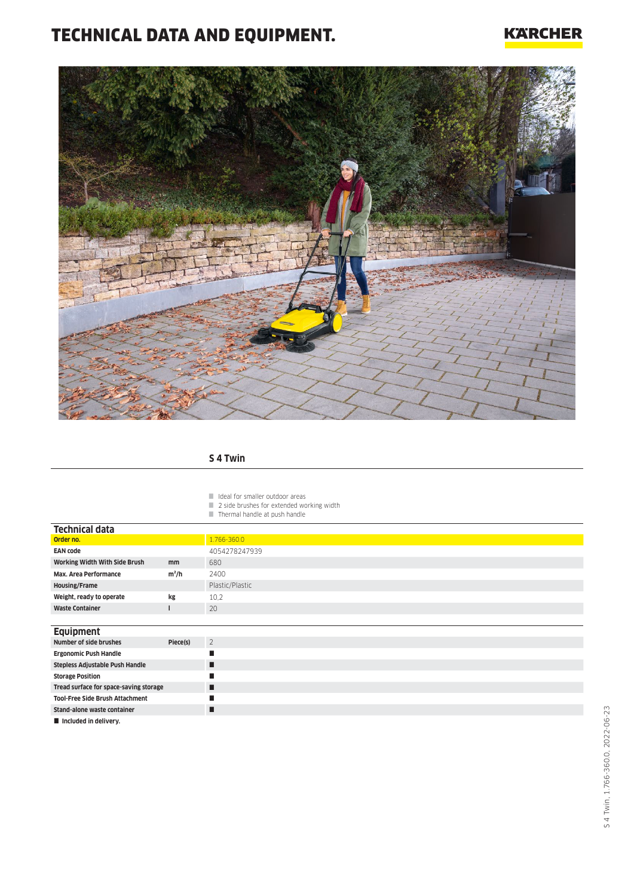# TECHNICAL DATA AND EQUIPMENT.

KÄRCHER

## S 4 Twin

- Ideal for smaller outdoor areas
- 2 side brushes for extended working width
- Thermal handle at push handle

### Technical data

| | | |
|---|---|---|
| **Order no.** | | 1.766-360.0 |
| **EAN code** | | 4054278247939 |
| **Working Width With Side Brush** | **mm** | 680 |
| **Max. Area Performance** | **m²/h** | 2400 |
| **Housing/Frame** | | Plastic/Plastic |
| **Weight, ready to operate** | **kg** | 10.2 |
| **Waste Container** | **l** | 20 |

### Equipment

| | | |
|---|---|---|
| **Number of side brushes** | **Piece(s)** | 2 |
| **Ergonomic Push Handle** | | ■ |
| **Stepless Adjustable Push Handle** | | ■ |
| **Storage Position** | | ■ |
| **Tread surface for space-saving storage** | | ■ |
| **Tool-Free Side Brush Attachment** | | ■ |
| **Stand-alone waste container** | | ■ |

■ **Included in delivery.**

S 4 Twin, 1.766-360.0, 2022-06-23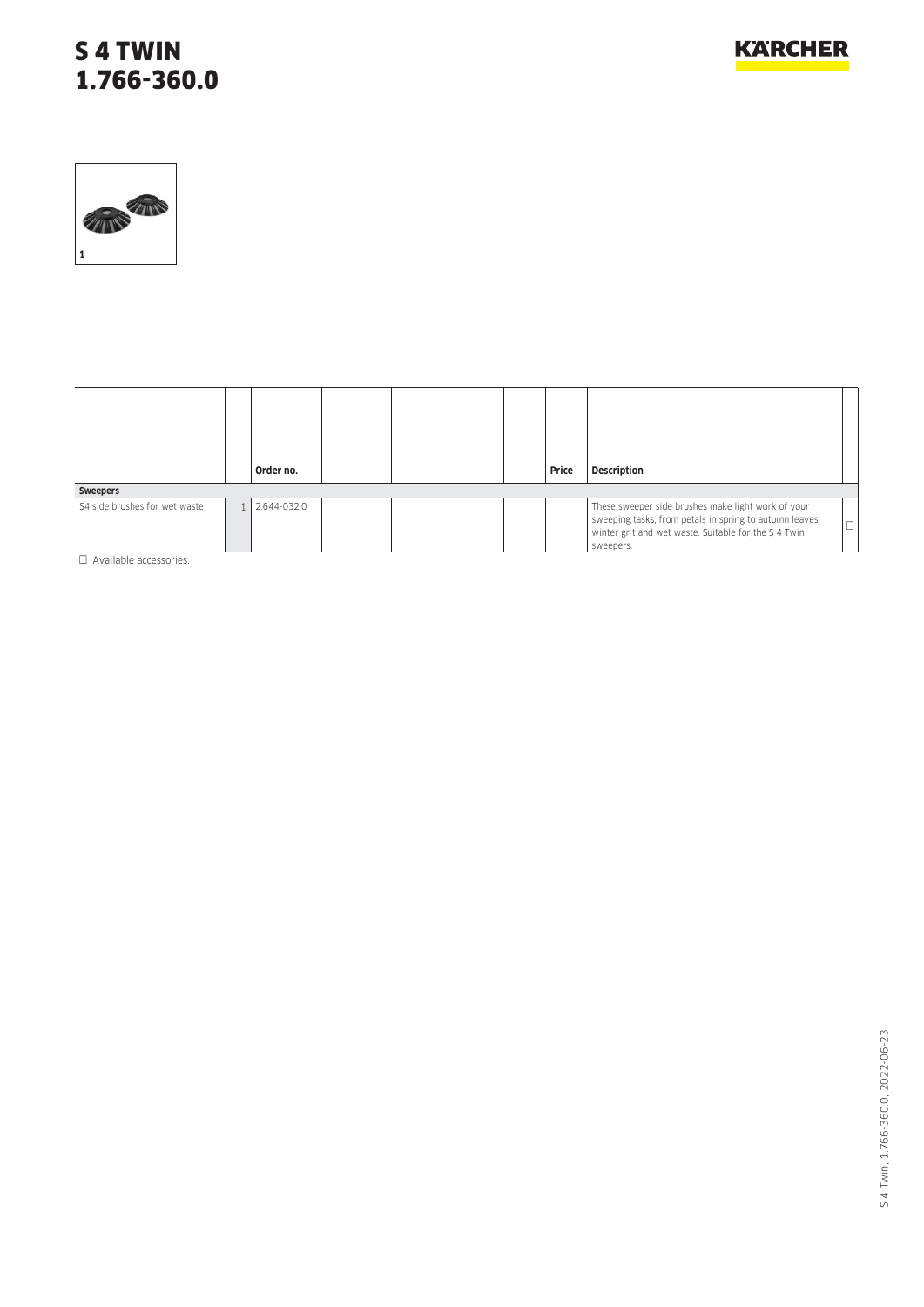# S 4 TWIN
# 1.766-360.0

1

| | | Order no. | | | | | Price | Description | |
|---|---|---|---|---|---|---|---|---|---|
| **Sweepers** | | | | | | | | | |
| S4 side brushes for wet waste | 1 | 2.644-032.0 | | | | | | These sweeper side brushes make light work of your sweeping tasks, from petals in spring to autumn leaves, winter grit and wet waste. Suitable for the S 4 Twin sweepers. | □ |

□ Available accessories.